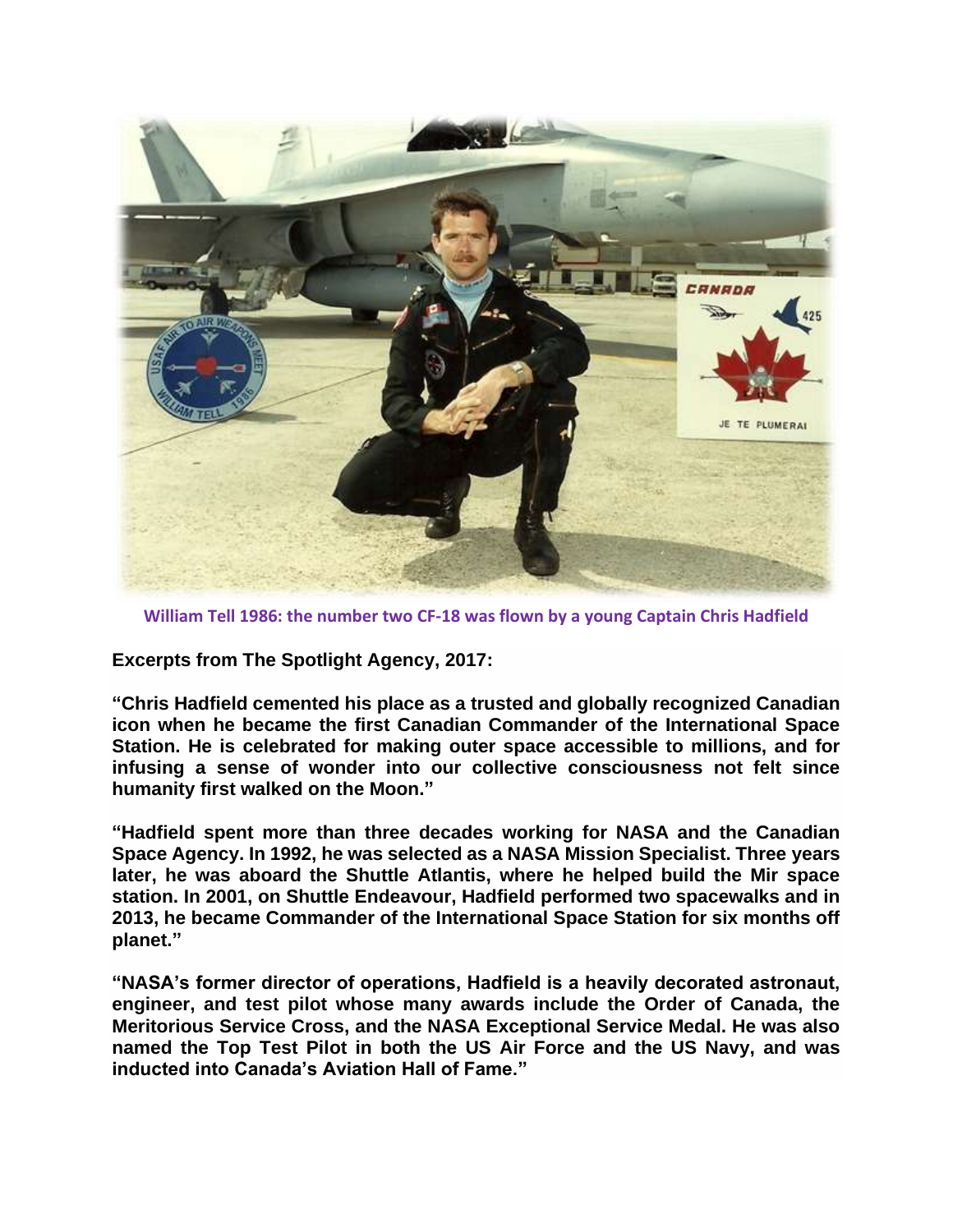William Tell 1986: the number two CF-18 was flown by a young Captain Chris Hadfield

**Excerpts from The Spotlight Agency, 2017:**

**"Chris Hadfield cemented his place as a trusted and globally recognized Canadian icon when he became the first Canadian Commander of the International Space Station. He is celebrated for making outer space accessible to millions, and for infusing a sense of wonder into our collective consciousness not felt since humanity first walked on the Moon."**

**"Hadfield spent more than three decades working for NASA and the Canadian Space Agency. In 1992, he was selected as a NASA Mission Specialist. Three years later, he was aboard the Shuttle Atlantis, where he helped build the Mir space station. In 2001, on Shuttle Endeavour, Hadfield performed two spacewalks and in 2013, he became Commander of the International Space Station for six months off planet."**

**"NASA's former director of operations, Hadfield is a heavily decorated astronaut, engineer, and test pilot whose many awards include the Order of Canada, the Meritorious Service Cross, and the NASA Exceptional Service Medal. He was also named the Top Test Pilot in both the US Air Force and the US Navy, and was inducted into Canada's Aviation Hall of Fame."**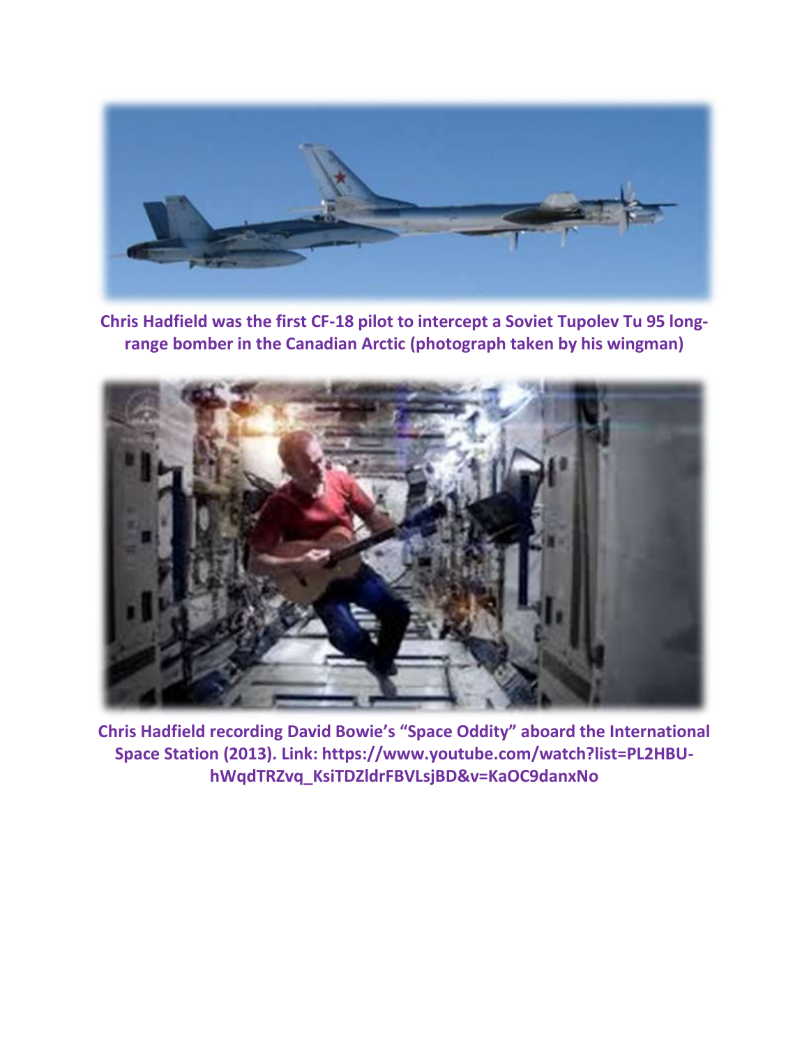**Chris Hadfield was the first CF-18 pilot to intercept a Soviet Tupolev Tu 95 long-range bomber in the Canadian Arctic (photograph taken by his wingman)**

**Chris Hadfield recording David Bowie's "Space Oddity" aboard the International Space Station (2013). Link: https://www.youtube.com/watch?list=PL2HBU-hWqdTRZvq_KsiTDZldrFBVLsjBD&v=KaOC9danxNo**